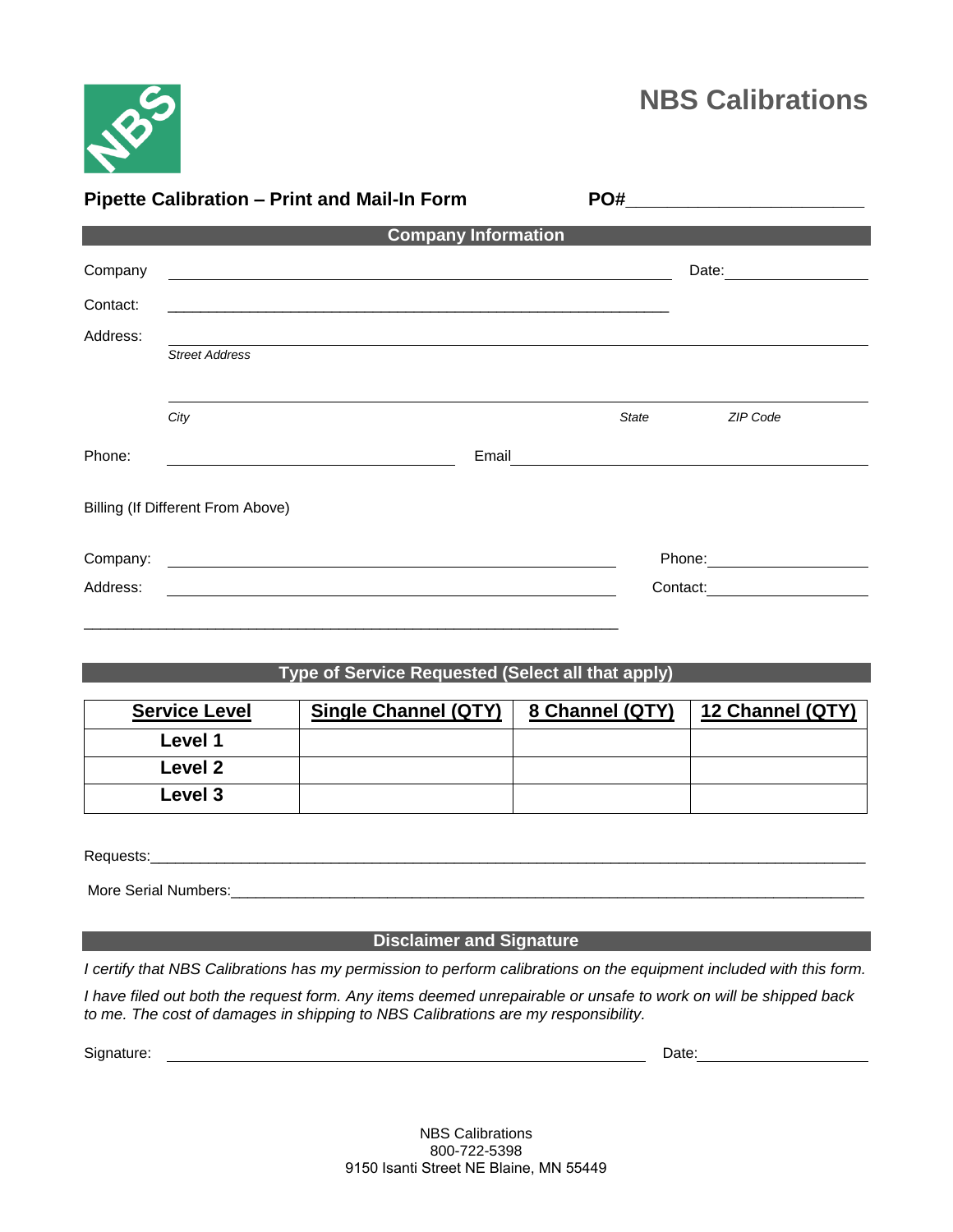# NBS Calibrations

**Pipette Calibration – Print and Mail-In Form** **PO#**\_\_\_\_\_\_\_\_\_\_\_\_\_\_\_\_\_\_\_\_\_\_\_\_

## Company Information

Company \_\_\_\_\_\_\_\_\_\_\_\_\_\_\_\_\_\_\_\_\_\_\_\_\_\_\_\_\_\_\_\_\_\_\_\_\_\_\_\_\_\_\_\_ Date:\_\_\_\_\_\_\_\_\_\_\_\_\_\_\_\_

Contact: \_\_\_\_\_\_\_\_\_\_\_\_\_\_\_\_\_\_\_\_\_\_\_\_\_\_\_\_\_\_\_\_\_\_\_\_\_\_\_\_\_\_\_\_\_\_\_\_\_\_\_\_\_\_\_\_\_\_\_\_\_\_

Address: \_\_\_\_\_\_\_\_\_\_\_\_\_\_\_\_\_\_\_\_\_\_\_\_\_\_\_\_\_\_\_\_\_\_\_\_\_\_\_\_\_\_\_\_\_\_\_\_\_\_\_\_\_\_\_\_\_\_\_\_\_\_\_\_\_\_\_\_
*Street Address*

\_\_\_\_\_\_\_\_\_\_\_\_\_\_\_\_\_\_\_\_\_\_\_\_\_\_\_\_\_\_\_\_\_\_\_\_\_\_\_\_\_\_\_\_\_\_\_\_\_\_\_\_\_\_\_\_\_\_\_\_\_\_\_\_\_\_\_\_
*City* *State* *ZIP Code*

Phone: \_\_\_\_\_\_\_\_\_\_\_\_\_\_\_\_\_\_\_\_\_\_\_\_\_\_\_\_ Email\_\_\_\_\_\_\_\_\_\_\_\_\_\_\_\_\_\_\_\_\_\_\_\_\_\_\_\_\_\_\_\_\_\_\_\_

Billing (If Different From Above)

Company: \_\_\_\_\_\_\_\_\_\_\_\_\_\_\_\_\_\_\_\_\_\_\_\_\_\_\_\_\_\_\_\_\_\_\_\_\_\_\_\_\_\_\_\_ Phone:\_\_\_\_\_\_\_\_\_\_\_\_\_\_\_\_

Address: \_\_\_\_\_\_\_\_\_\_\_\_\_\_\_\_\_\_\_\_\_\_\_\_\_\_\_\_\_\_\_\_\_\_\_\_\_\_\_\_\_\_\_\_ Contact:\_\_\_\_\_\_\_\_\_\_\_\_\_\_\_\_

\_\_\_\_\_\_\_\_\_\_\_\_\_\_\_\_\_\_\_\_\_\_\_\_\_\_\_\_\_\_\_\_\_\_\_\_\_\_\_\_\_\_\_\_\_\_\_\_\_\_\_\_\_\_\_\_\_\_\_\_\_\_\_\_

## Type of Service Requested (Select all that apply)

| Service Level | Single Channel (QTY) | 8 Channel (QTY) | 12 Channel (QTY) |
|---|---|---|---|
| **Level 1** | | | |
| **Level 2** | | | |
| **Level 3** | | | |

Requests:\_\_\_\_\_\_\_\_\_\_\_\_\_\_\_\_\_\_\_\_\_\_\_\_\_\_\_\_\_\_\_\_\_\_\_\_\_\_\_\_\_\_\_\_\_\_\_\_\_\_\_\_\_\_\_\_\_\_\_\_\_\_\_\_\_\_\_\_\_\_\_\_\_\_

More Serial Numbers:\_\_\_\_\_\_\_\_\_\_\_\_\_\_\_\_\_\_\_\_\_\_\_\_\_\_\_\_\_\_\_\_\_\_\_\_\_\_\_\_\_\_\_\_\_\_\_\_\_\_\_\_\_\_\_\_\_\_\_\_\_\_\_\_

## Disclaimer and Signature

*I certify that NBS Calibrations has my permission to perform calibrations on the equipment included with this form.*

*I have filed out both the request form. Any items deemed unrepairable or unsafe to work on will be shipped back to me. The cost of damages in shipping to NBS Calibrations are my responsibility.*

Signature: \_\_\_\_\_\_\_\_\_\_\_\_\_\_\_\_\_\_\_\_\_\_\_\_\_\_\_\_\_\_\_\_\_\_\_\_\_\_\_\_\_\_\_\_\_\_ Date:\_\_\_\_\_\_\_\_\_\_\_\_\_\_\_\_

NBS Calibrations
800-722-5398
9150 Isanti Street NE Blaine, MN 55449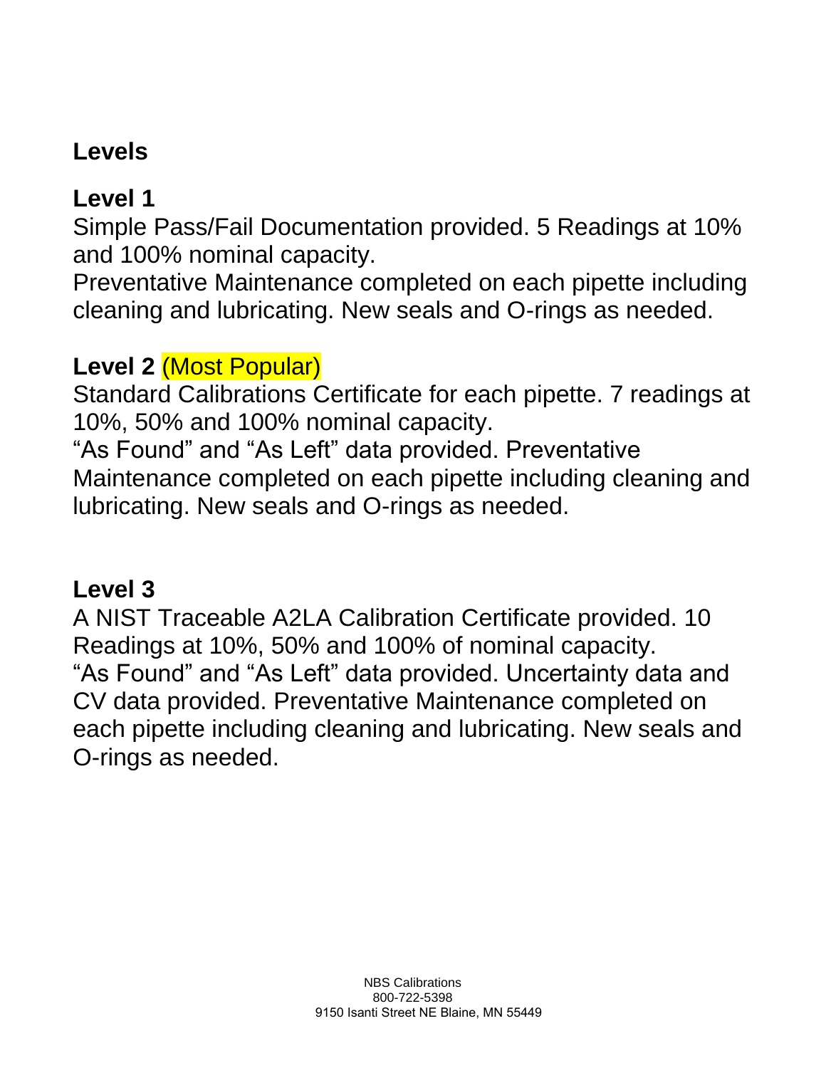## Levels

### Level 1

Simple Pass/Fail Documentation provided. 5 Readings at 10% and 100% nominal capacity.
Preventative Maintenance completed on each pipette including cleaning and lubricating. New seals and O-rings as needed.

### Level 2 (Most Popular)

Standard Calibrations Certificate for each pipette. 7 readings at 10%, 50% and 100% nominal capacity.
"As Found" and "As Left" data provided. Preventative Maintenance completed on each pipette including cleaning and lubricating. New seals and O-rings as needed.

### Level 3

A NIST Traceable A2LA Calibration Certificate provided. 10 Readings at 10%, 50% and 100% of nominal capacity.
"As Found" and "As Left" data provided. Uncertainty data and CV data provided. Preventative Maintenance completed on each pipette including cleaning and lubricating. New seals and O-rings as needed.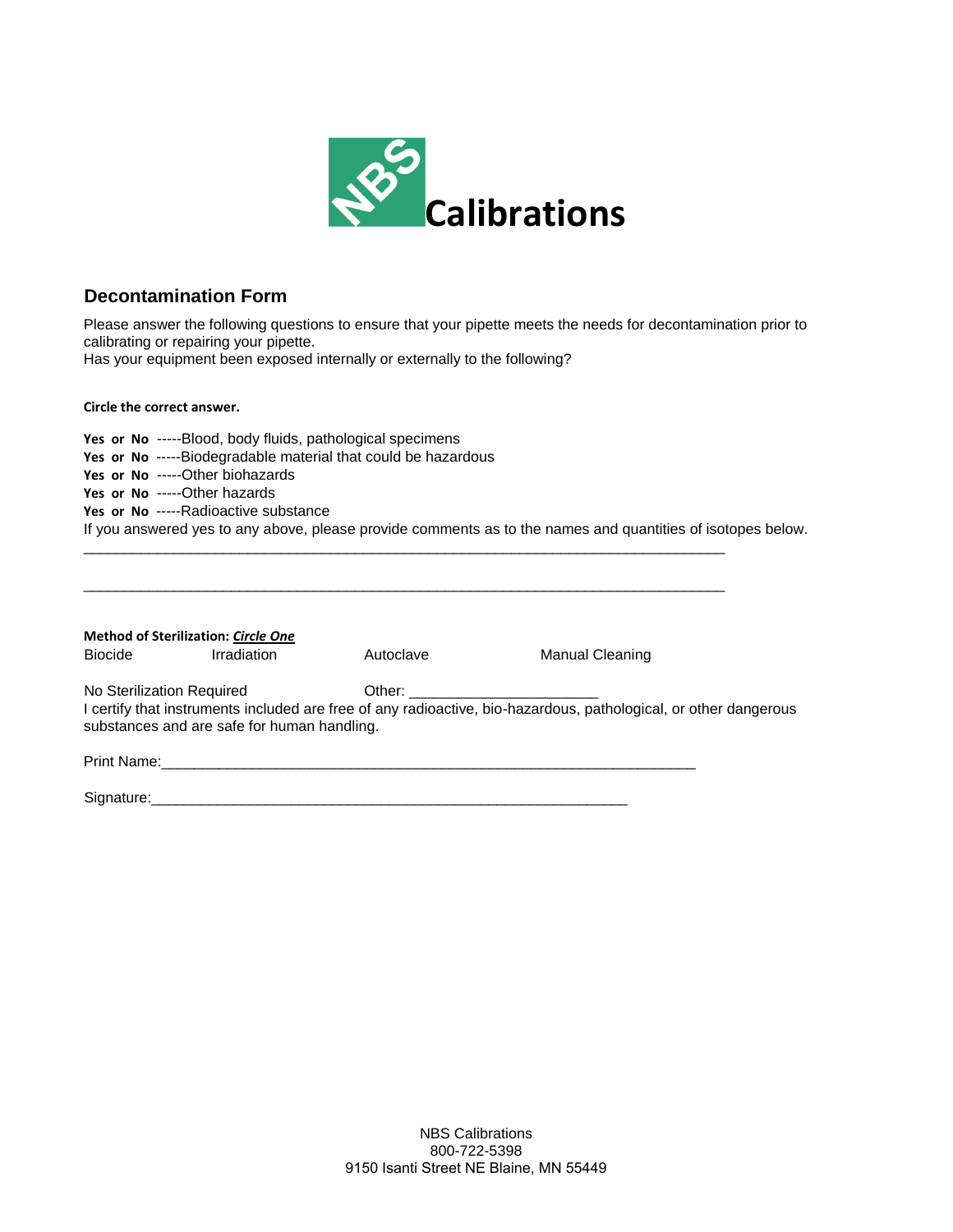**Calibrations**

## Decontamination Form

Please answer the following questions to ensure that your pipette meets the needs for decontamination prior to calibrating or repairing your pipette.
Has your equipment been exposed internally or externally to the following?

**Circle the correct answer.**

**Yes or No** -----Blood, body fluids, pathological specimens
**Yes or No** -----Biodegradable material that could be hazardous
**Yes or No** -----Other biohazards
**Yes or No** -----Other hazards
**Yes or No** -----Radioactive substance
If you answered yes to any above, please provide comments as to the names and quantities of isotopes below.

________________________________________________________________________________

________________________________________________________________________________

**Method of Sterilization: _Circle One_**

Biocide    Irradiation    Autoclave    Manual Cleaning

No Sterilization Required    Other: _______________________

I certify that instruments included are free of any radioactive, bio-hazardous, pathological, or other dangerous substances and are safe for human handling.

Print Name:___________________________________________________________________

Signature:_____________________________________________________________

NBS Calibrations
800-722-5398
9150 Isanti Street NE Blaine, MN 55449